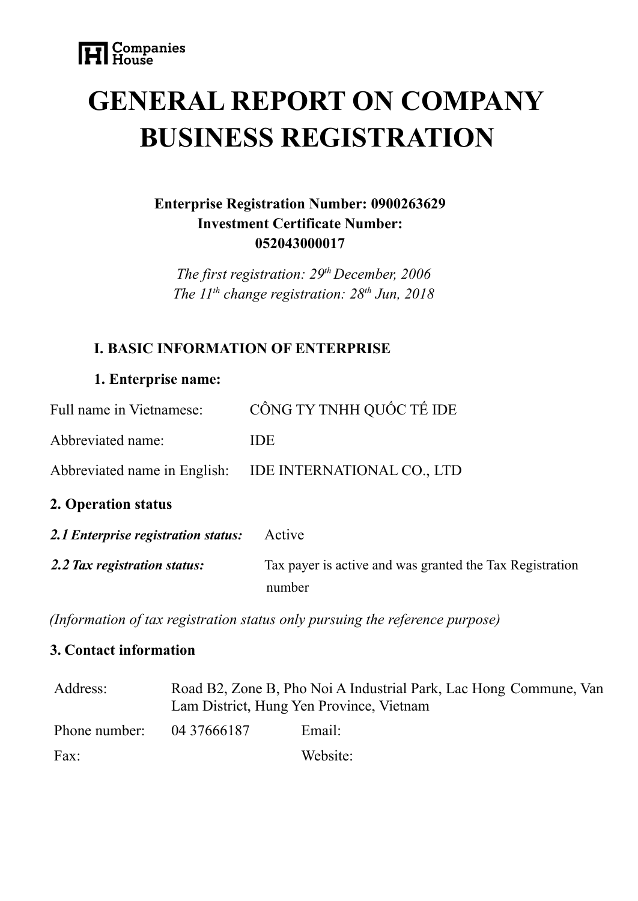Companies House

# GENERAL REPORT ON COMPANY BUSINESS REGISTRATION

**Enterprise Registration Number: 0900263629**
**Investment Certificate Number: 052043000017**

*The first registration: 29th December, 2006*
*The 11th change registration: 28th Jun, 2018*

## I. BASIC INFORMATION OF ENTERPRISE

### 1. Enterprise name:

| | |
|---|---|
| Full name in Vietnamese: | CÔNG TY TNHH QUỐC TẾ IDE |
| Abbreviated name: | IDE |
| Abbreviated name in English: | IDE INTERNATIONAL CO., LTD |

### 2. Operation status

| | |
|---|---|
| ***2.1 Enterprise registration status:*** | Active |
| ***2.2 Tax registration status:*** | Tax payer is active and was granted the Tax Registration number |

*(Information of tax registration status only pursuing the reference purpose)*

### 3. Contact information

| | | | |
|---|---|---|---|
| Address: | Road B2, Zone B, Pho Noi A Industrial Park, Lac Hong Commune, Van Lam District, Hung Yen Province, Vietnam | | |
| Phone number: | 04 37666187 | Email: | |
| Fax: | | Website: | |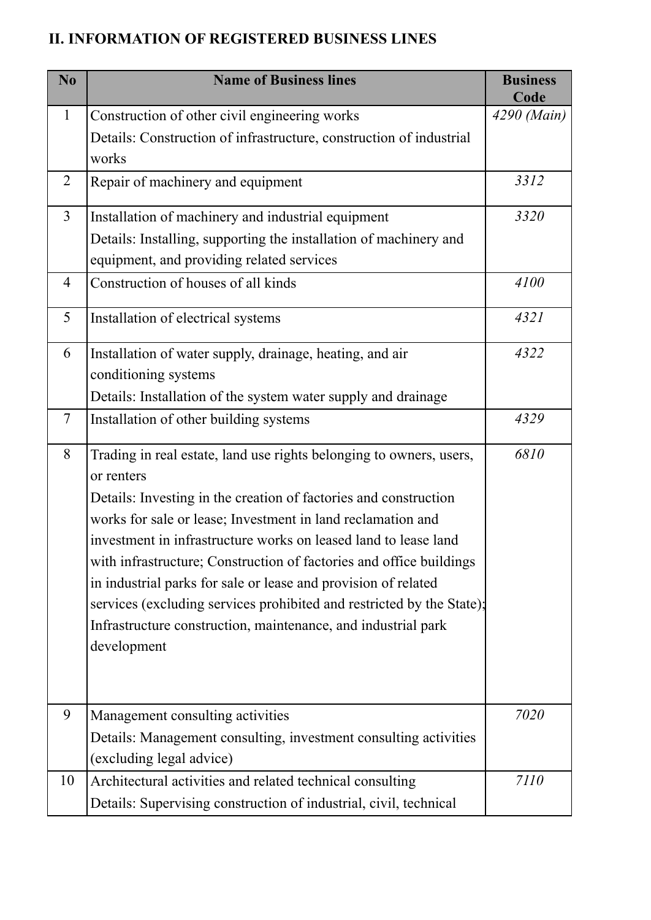## II. INFORMATION OF REGISTERED BUSINESS LINES

| No | Name of Business lines | Business Code |
|---|---|---|
| 1 | Construction of other civil engineering works<br>Details: Construction of infrastructure, construction of industrial works | *4290 (Main)* |
| 2 | Repair of machinery and equipment | *3312* |
| 3 | Installation of machinery and industrial equipment<br>Details: Installing, supporting the installation of machinery and equipment, and providing related services | *3320* |
| 4 | Construction of houses of all kinds | *4100* |
| 5 | Installation of electrical systems | *4321* |
| 6 | Installation of water supply, drainage, heating, and air conditioning systems<br>Details: Installation of the system water supply and drainage | *4322* |
| 7 | Installation of other building systems | *4329* |
| 8 | Trading in real estate, land use rights belonging to owners, users, or renters<br>Details: Investing in the creation of factories and construction works for sale or lease; Investment in land reclamation and investment in infrastructure works on leased land to lease land with infrastructure; Construction of factories and office buildings in industrial parks for sale or lease and provision of related services (excluding services prohibited and restricted by the State); Infrastructure construction, maintenance, and industrial park development | *6810* |
| 9 | Management consulting activities<br>Details: Management consulting, investment consulting activities (excluding legal advice) | *7020* |
| 10 | Architectural activities and related technical consulting<br>Details: Supervising construction of industrial, civil, technical | *7110* |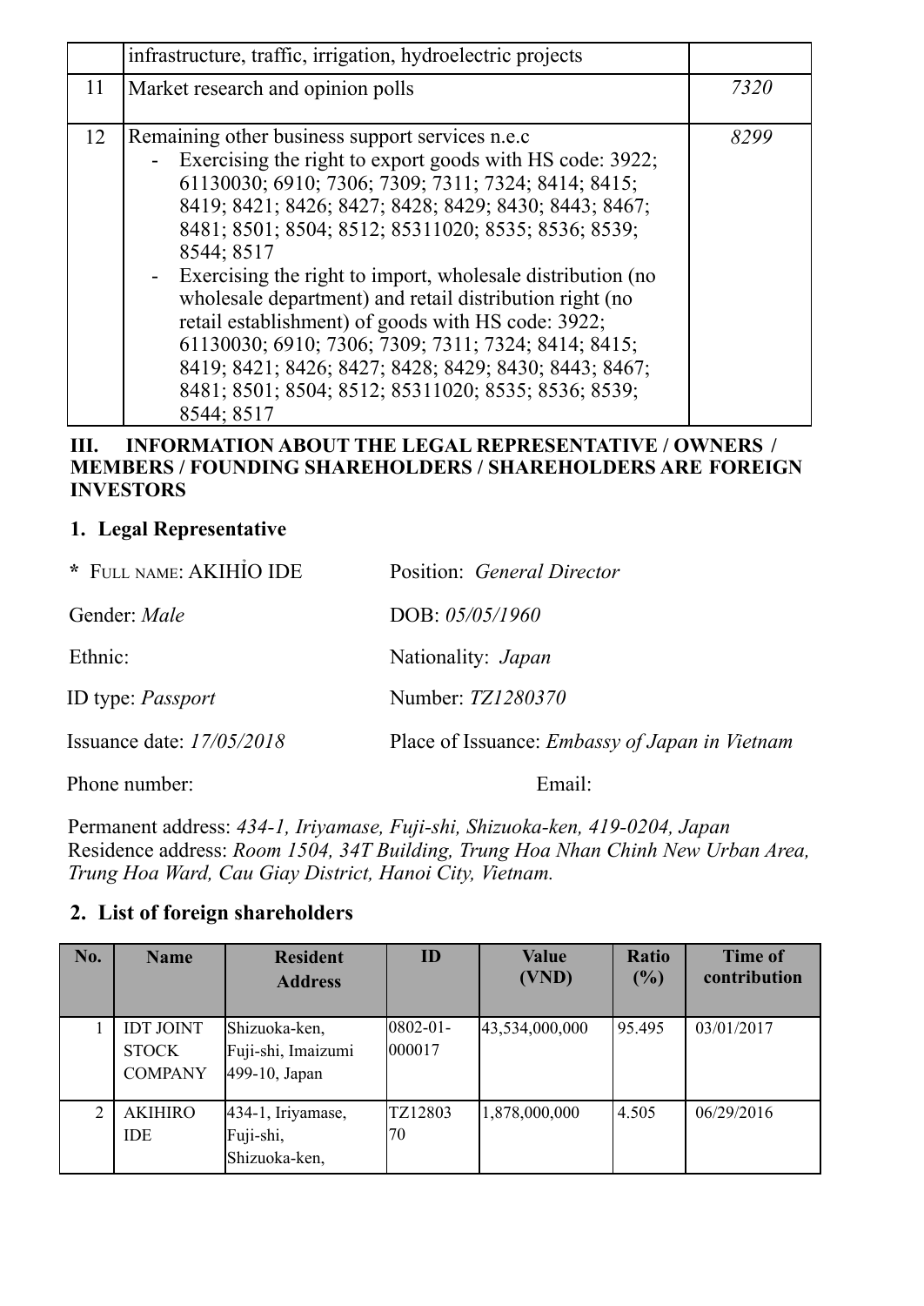|  | infrastructure, traffic, irrigation, hydroelectric projects |  |
|---|---|---|
| 11 | Market research and opinion polls | *7320* |
| 12 | Remaining other business support services n.e.c<br>- Exercising the right to export goods with HS code: 3922; 61130030; 6910; 7306; 7309; 7311; 7324; 8414; 8415; 8419; 8421; 8426; 8427; 8428; 8429; 8430; 8443; 8467; 8481; 8501; 8504; 8512; 85311020; 8535; 8536; 8539; 8544; 8517<br>- Exercising the right to import, wholesale distribution (no wholesale department) and retail distribution right (no retail establishment) of goods with HS code: 3922; 61130030; 6910; 7306; 7309; 7311; 7324; 8414; 8415; 8419; 8421; 8426; 8427; 8428; 8429; 8430; 8443; 8467; 8481; 8501; 8504; 8512; 85311020; 8535; 8536; 8539; 8544; 8517 | *8299* |

## III. INFORMATION ABOUT THE LEGAL REPRESENTATIVE / OWNERS / MEMBERS / FOUNDING SHAREHOLDERS / SHAREHOLDERS ARE FOREIGN INVESTORS

### 1. Legal Representative

* FULL NAME: AKIHỈO IDE — Position: *General Director*

Gender: *Male* — DOB: *05/05/1960*

Ethnic: — Nationality: *Japan*

ID type: *Passport* — Number: *TZ1280370*

Issuance date: *17/05/2018* — Place of Issuance: *Embassy of Japan in Vietnam*

Phone number: — Email:

Permanent address: *434-1, Iriyamase, Fuji-shi, Shizuoka-ken, 419-0204, Japan*
Residence address: *Room 1504, 34T Building, Trung Hoa Nhan Chinh New Urban Area, Trung Hoa Ward, Cau Giay District, Hanoi City, Vietnam.*

### 2. List of foreign shareholders

| No. | Name | Resident Address | ID | Value (VND) | Ratio (%) | Time of contribution |
|---|---|---|---|---|---|---|
| 1 | IDT JOINT STOCK COMPANY | Shizuoka-ken, Fuji-shi, Imaizumi 499-10, Japan | 0802-01-000017 | 43,534,000,000 | 95.495 | 03/01/2017 |
| 2 | AKIHIRO IDE | 434-1, Iriyamase, Fuji-shi, Shizuoka-ken, | TZ1280370 | 1,878,000,000 | 4.505 | 06/29/2016 |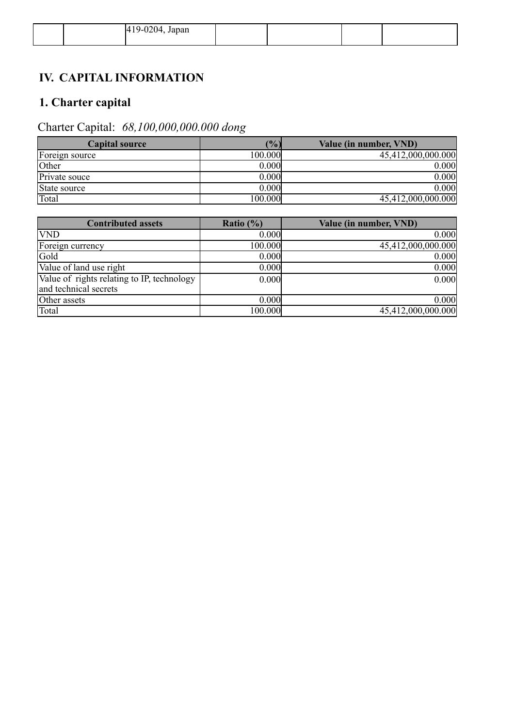| | | 419-0204, Japan | | | | |
|---|---|---|---|---|---|---|

## IV. CAPITAL INFORMATION

### 1. Charter capital

Charter Capital: *68,100,000,000.000 dong*

| Capital source | (%) | Value (in number, VND) |
|---|---|---|
| Foreign source | 100.000 | 45,412,000,000.000 |
| Other | 0.000 | 0.000 |
| Private souce | 0.000 | 0.000 |
| State source | 0.000 | 0.000 |
| Total | 100.000 | 45,412,000,000.000 |

| Contributed assets | Ratio (%) | Value (in number, VND) |
|---|---|---|
| VND | 0.000 | 0.000 |
| Foreign currency | 100.000 | 45,412,000,000.000 |
| Gold | 0.000 | 0.000 |
| Value of land use right | 0.000 | 0.000 |
| Value of rights relating to IP, technology and technical secrets | 0.000 | 0.000 |
| Other assets | 0.000 | 0.000 |
| Total | 100.000 | 45,412,000,000.000 |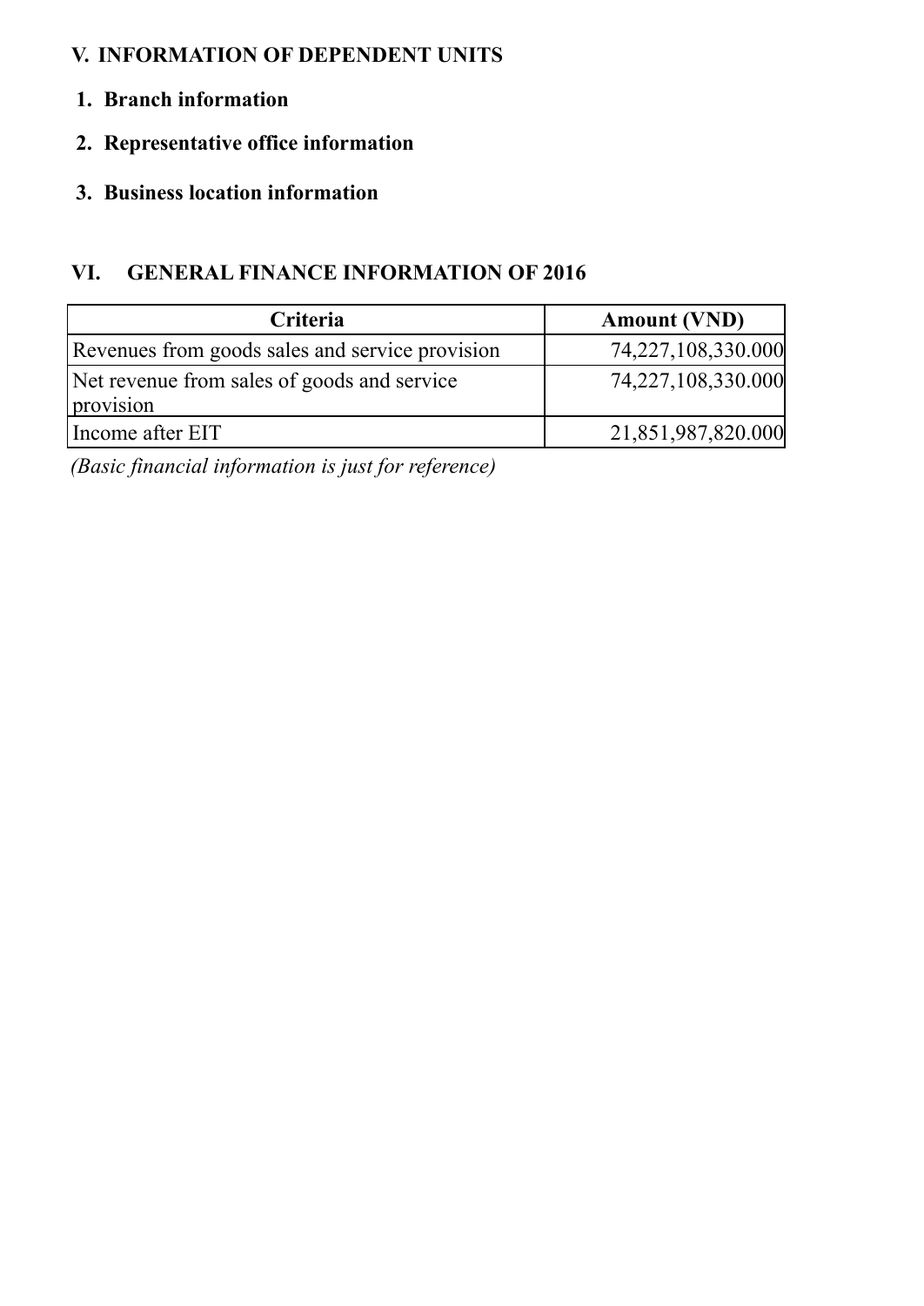## V. INFORMATION OF DEPENDENT UNITS

1. **Branch information**
2. **Representative office information**
3. **Business location information**

## VI. GENERAL FINANCE INFORMATION OF 2016

| Criteria | Amount (VND) |
|---|---|
| Revenues from goods sales and service provision | 74,227,108,330.000 |
| Net revenue from sales of goods and service provision | 74,227,108,330.000 |
| Income after EIT | 21,851,987,820.000 |

*(Basic financial information is just for reference)*